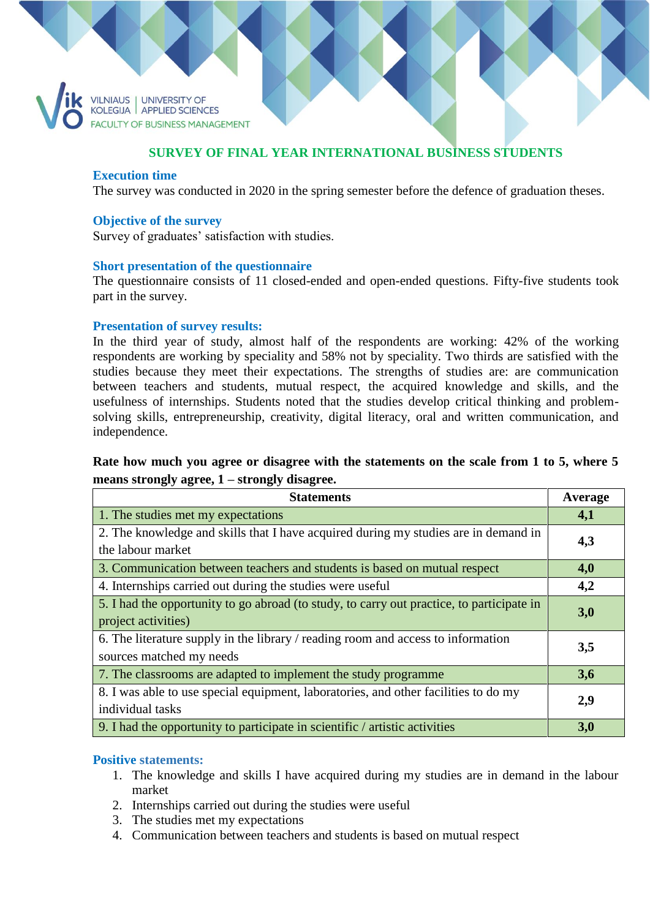VILNIAUS KOLEGIJA | UNIVERSITY OF APPLIED SCIENCES
FACULTY OF BUSINESS MANAGEMENT

# SURVEY OF FINAL YEAR INTERNATIONAL BUSINESS STUDENTS

### Execution time

The survey was conducted in 2020 in the spring semester before the defence of graduation theses.

### Objective of the survey

Survey of graduates' satisfaction with studies.

### Short presentation of the questionnaire

The questionnaire consists of 11 closed-ended and open-ended questions. Fifty-five students took part in the survey.

### Presentation of survey results:

In the third year of study, almost half of the respondents are working: 42% of the working respondents are working by speciality and 58% not by speciality. Two thirds are satisfied with the studies because they meet their expectations. The strengths of studies are: are communication between teachers and students, mutual respect, the acquired knowledge and skills, and the usefulness of internships. Students noted that the studies develop critical thinking and problem-solving skills, entrepreneurship, creativity, digital literacy, oral and written communication, and independence.

**Rate how much you agree or disagree with the statements on the scale from 1 to 5, where 5 means strongly agree, 1 – strongly disagree.**

| Statements | Average |
|---|---|
| 1. The studies met my expectations | **4,1** |
| 2. The knowledge and skills that I have acquired during my studies are in demand in the labour market | **4,3** |
| 3. Communication between teachers and students is based on mutual respect | **4,0** |
| 4. Internships carried out during the studies were useful | **4,2** |
| 5. I had the opportunity to go abroad (to study, to carry out practice, to participate in project activities) | **3,0** |
| 6. The literature supply in the library / reading room and access to information sources matched my needs | **3,5** |
| 7. The classrooms are adapted to implement the study programme | **3,6** |
| 8. I was able to use special equipment, laboratories, and other facilities to do my individual tasks | **2,9** |
| 9. I had the opportunity to participate in scientific / artistic activities | **3,0** |

### Positive statements:

1. The knowledge and skills I have acquired during my studies are in demand in the labour market
2. Internships carried out during the studies were useful
3. The studies met my expectations
4. Communication between teachers and students is based on mutual respect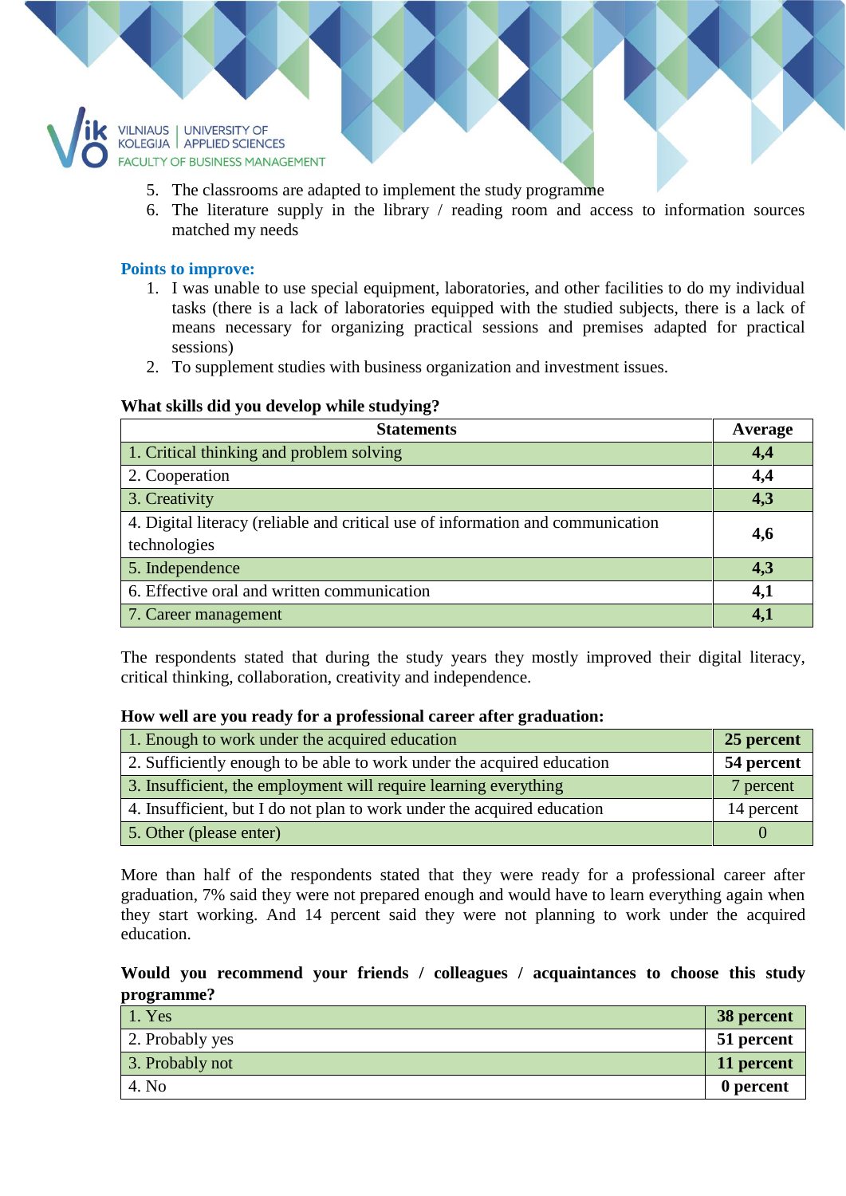5. The classrooms are adapted to implement the study programme
6. The literature supply in the library / reading room and access to information sources matched my needs

**Points to improve:**

1. I was unable to use special equipment, laboratories, and other facilities to do my individual tasks (there is a lack of laboratories equipped with the studied subjects, there is a lack of means necessary for organizing practical sessions and premises adapted for practical sessions)
2. To supplement studies with business organization and investment issues.

**What skills did you develop while studying?**

| Statements | Average |
|---|---|
| 1. Critical thinking and problem solving | **4,4** |
| 2. Cooperation | **4,4** |
| 3. Creativity | **4,3** |
| 4. Digital literacy (reliable and critical use of information and communication technologies | **4,6** |
| 5. Independence | **4,3** |
| 6. Effective oral and written communication | **4,1** |
| 7. Career management | **4,1** |

The respondents stated that during the study years they mostly improved their digital literacy, critical thinking, collaboration, creativity and independence.

**How well are you ready for a professional career after graduation:**

| | |
|---|---|
| 1. Enough to work under the acquired education | **25 percent** |
| 2. Sufficiently enough to be able to work under the acquired education | **54 percent** |
| 3. Insufficient, the employment will require learning everything | 7 percent |
| 4. Insufficient, but I do not plan to work under the acquired education | 14 percent |
| 5. Other (please enter) | 0 |

More than half of the respondents stated that they were ready for a professional career after graduation, 7% said they were not prepared enough and would have to learn everything again when they start working. And 14 percent said they were not planning to work under the acquired education.

**Would you recommend your friends / colleagues / acquaintances to choose this study programme?**

| | |
|---|---|
| 1. Yes | **38 percent** |
| 2. Probably yes | **51 percent** |
| 3. Probably not | **11 percent** |
| 4. No | **0 percent** |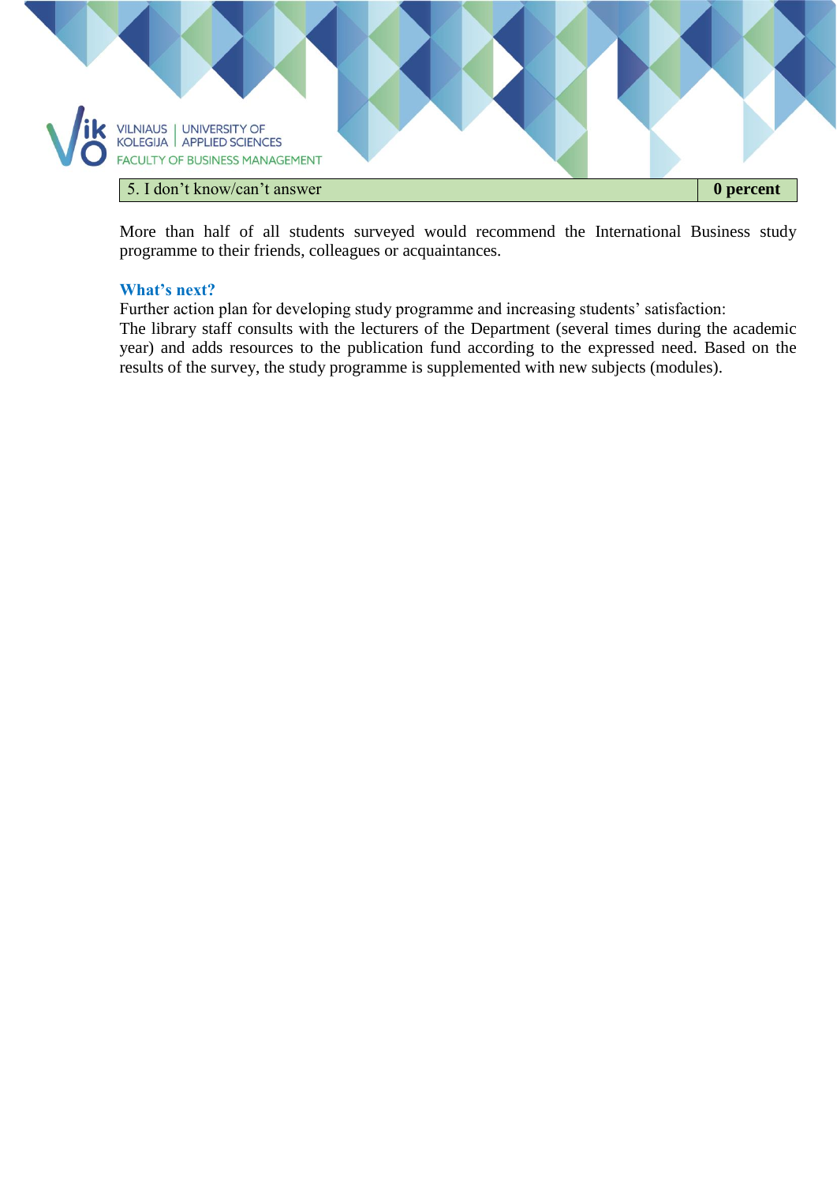| | |
|---|---|
| 5. I don’t know/can’t answer | **0 percent** |

More than half of all students surveyed would recommend the International Business study programme to their friends, colleagues or acquaintances.

**What’s next?**

Further action plan for developing study programme and increasing students’ satisfaction:
The library staff consults with the lecturers of the Department (several times during the academic year) and adds resources to the publication fund according to the expressed need. Based on the results of the survey, the study programme is supplemented with new subjects (modules).